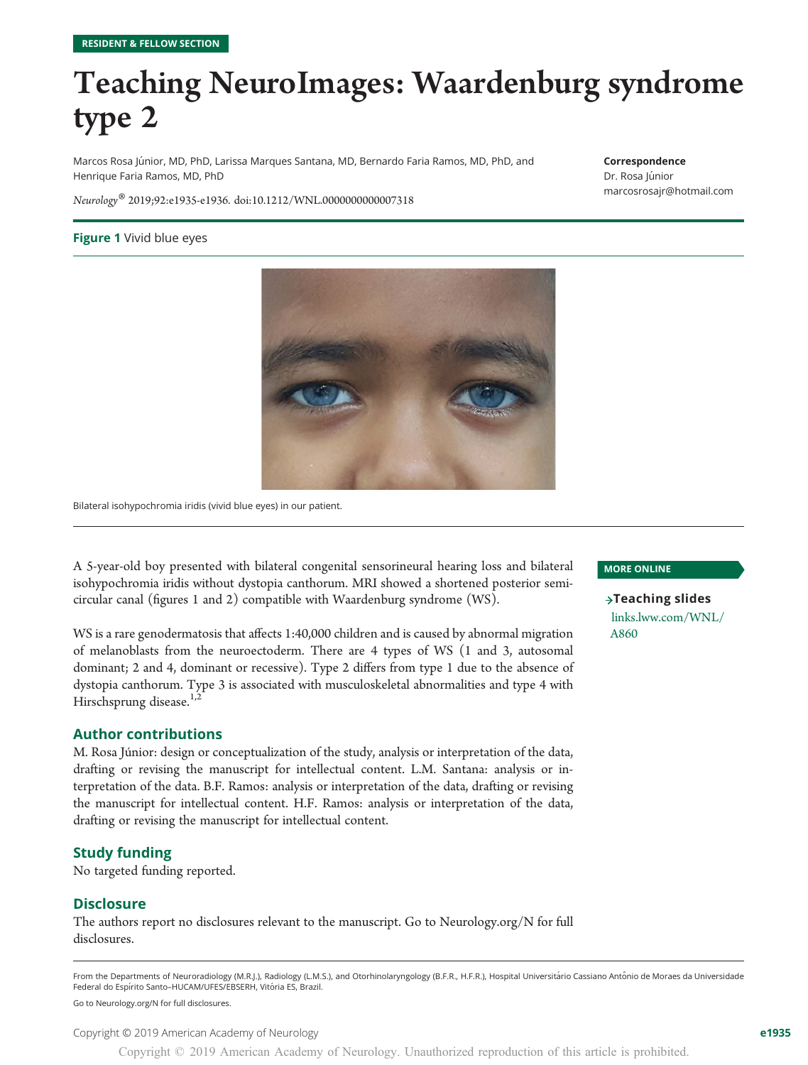RESIDENT & FELLOW SECTION

# Teaching NeuroImages: Waardenburg syndrome type 2

Marcos Rosa Júnior, MD, PhD, Larissa Marques Santana, MD, Bernardo Faria Ramos, MD, PhD, and Henrique Faria Ramos, MD, PhD

*Neurology*® 2019;92:e1935-e1936. doi:10.1212/WNL.0000000000007318

**Correspondence**
Dr. Rosa Júnior
marcosrosajr@hotmail.com

**Figure 1** Vivid blue eyes

Bilateral isohypochromia iridis (vivid blue eyes) in our patient.

A 5-year-old boy presented with bilateral congenital sensorineural hearing loss and bilateral isohypochromia iridis without dystopia canthorum. MRI showed a shortened posterior semicircular canal (figures 1 and 2) compatible with Waardenburg syndrome (WS).

WS is a rare genodermatosis that affects 1:40,000 children and is caused by abnormal migration of melanoblasts from the neuroectoderm. There are 4 types of WS (1 and 3, autosomal dominant; 2 and 4, dominant or recessive). Type 2 differs from type 1 due to the absence of dystopia canthorum. Type 3 is associated with musculoskeletal abnormalities and type 4 with Hirschsprung disease.[1,2]

**MORE ONLINE**

**→Teaching slides**
links.lww.com/WNL/A860

## Author contributions

M. Rosa Júnior: design or conceptualization of the study, analysis or interpretation of the data, drafting or revising the manuscript for intellectual content. L.M. Santana: analysis or interpretation of the data. B.F. Ramos: analysis or interpretation of the data, drafting or revising the manuscript for intellectual content. H.F. Ramos: analysis or interpretation of the data, drafting or revising the manuscript for intellectual content.

## Study funding

No targeted funding reported.

## Disclosure

The authors report no disclosures relevant to the manuscript. Go to Neurology.org/N for full disclosures.

From the Departments of Neuroradiology (M.R.J.), Radiology (L.M.S.), and Otorhinolaryngology (B.F.R., H.F.R.), Hospital Universitário Cassiano Antônio de Moraes da Universidade Federal do Espírito Santo–HUCAM/UFES/EBSERH, Vitória ES, Brazil.

Go to Neurology.org/N for full disclosures.

Copyright © 2019 American Academy of Neurology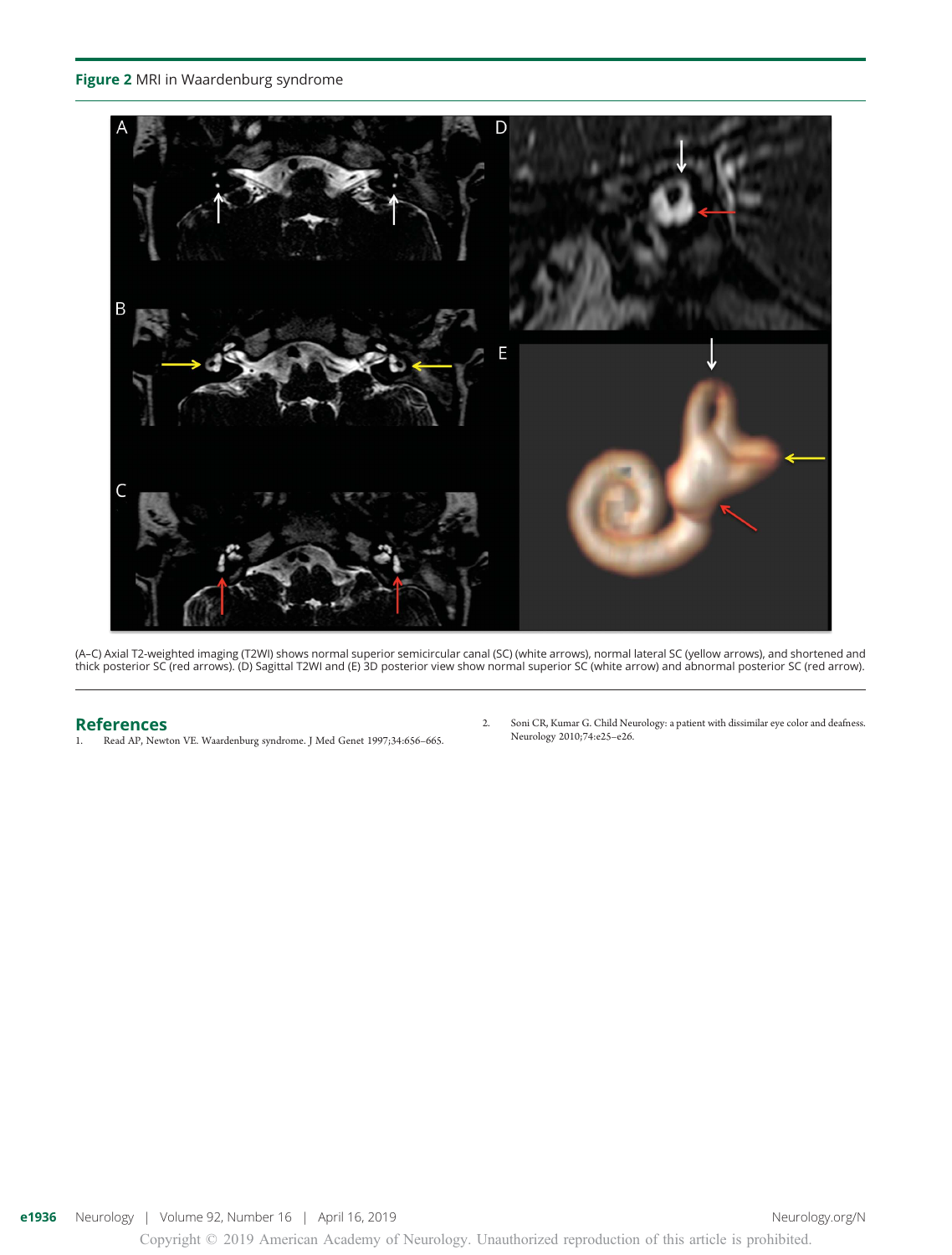**Figure 2** MRI in Waardenburg syndrome

(A–C) Axial T2-weighted imaging (T2WI) shows normal superior semicircular canal (SC) (white arrows), normal lateral SC (yellow arrows), and shortened and thick posterior SC (red arrows). (D) Sagittal T2WI and (E) 3D posterior view show normal superior SC (white arrow) and abnormal posterior SC (red arrow).

## References

1. Read AP, Newton VE. Waardenburg syndrome. J Med Genet 1997;34:656–665.
2. Soni CR, Kumar G. Child Neurology: a patient with dissimilar eye color and deafness. Neurology 2010;74:e25–e26.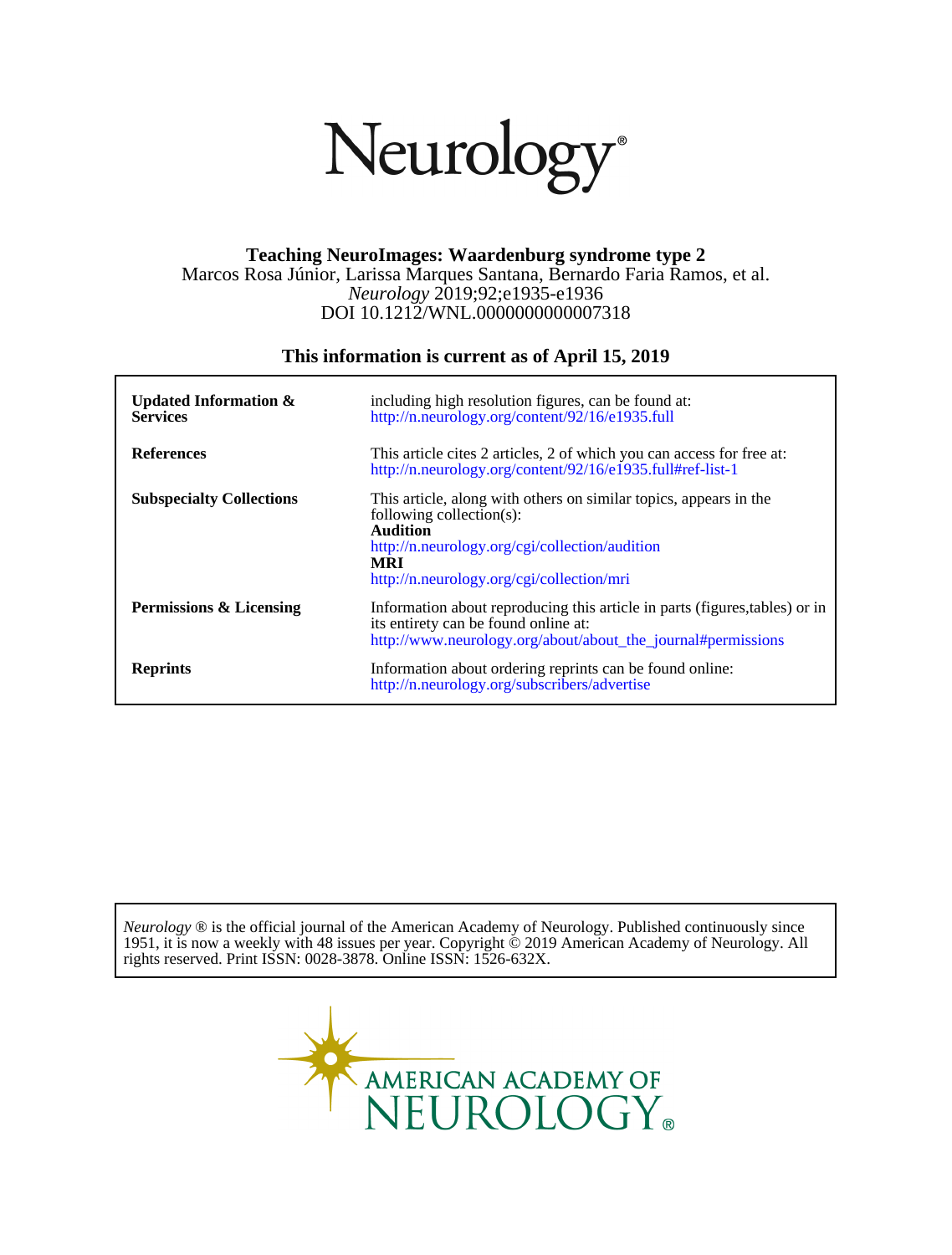# Neurology®

**Teaching NeuroImages: Waardenburg syndrome type 2**
Marcos Rosa Júnior, Larissa Marques Santana, Bernardo Faria Ramos, et al.
*Neurology* 2019;92;e1935-e1936
DOI 10.1212/WNL.0000000000007318

**This information is current as of April 15, 2019**

| | |
|---|---|
| **Updated Information & Services** | including high resolution figures, can be found at: http://n.neurology.org/content/92/16/e1935.full |
| **References** | This article cites 2 articles, 2 of which you can access for free at: http://n.neurology.org/content/92/16/e1935.full#ref-list-1 |
| **Subspecialty Collections** | This article, along with others on similar topics, appears in the following collection(s): **Audition** http://n.neurology.org/cgi/collection/audition **MRI** http://n.neurology.org/cgi/collection/mri |
| **Permissions & Licensing** | Information about reproducing this article in parts (figures,tables) or in its entirety can be found online at: http://www.neurology.org/about/about_the_journal#permissions |
| **Reprints** | Information about ordering reprints can be found online: http://n.neurology.org/subscribers/advertise |

*Neurology* ® is the official journal of the American Academy of Neurology. Published continuously since 1951, it is now a weekly with 48 issues per year. Copyright © 2019 American Academy of Neurology. All rights reserved. Print ISSN: 0028-3878. Online ISSN: 1526-632X.

AMERICAN ACADEMY OF NEUROLOGY®